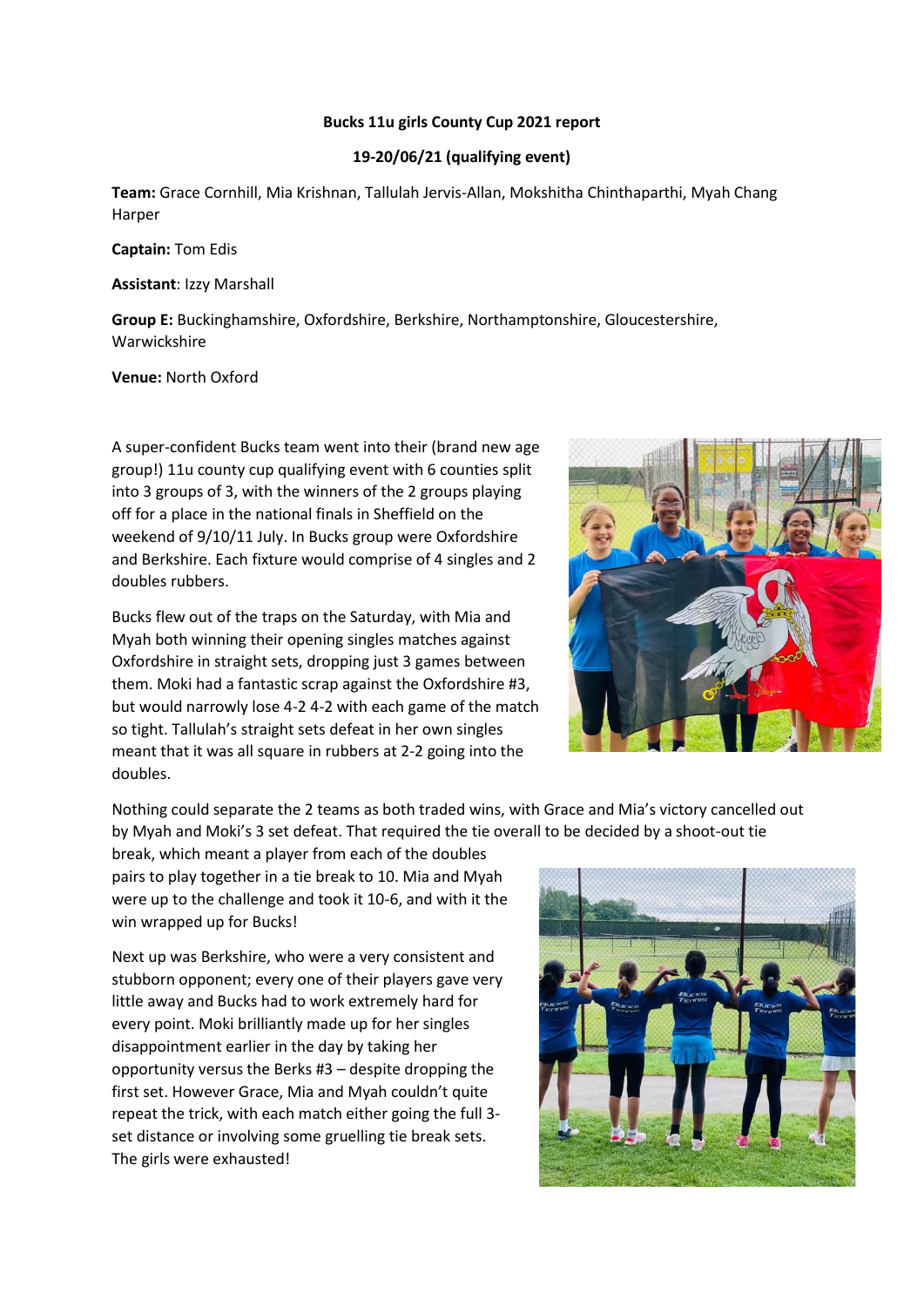**Bucks 11u girls County Cup 2021 report**

**19-20/06/21 (qualifying event)**

**Team:** Grace Cornhill, Mia Krishnan, Tallulah Jervis-Allan, Mokshitha Chinthaparthi, Myah Chang Harper

**Captain:** Tom Edis

**Assistant**: Izzy Marshall

**Group E:** Buckinghamshire, Oxfordshire, Berkshire, Northamptonshire, Gloucestershire, Warwickshire

**Venue:** North Oxford

A super-confident Bucks team went into their (brand new age group!) 11u county cup qualifying event with 6 counties split into 3 groups of 3, with the winners of the 2 groups playing off for a place in the national finals in Sheffield on the weekend of 9/10/11 July. In Bucks group were Oxfordshire and Berkshire. Each fixture would comprise of 4 singles and 2 doubles rubbers.

Bucks flew out of the traps on the Saturday, with Mia and Myah both winning their opening singles matches against Oxfordshire in straight sets, dropping just 3 games between them. Moki had a fantastic scrap against the Oxfordshire #3, but would narrowly lose 4-2 4-2 with each game of the match so tight. Tallulah's straight sets defeat in her own singles meant that it was all square in rubbers at 2-2 going into the doubles.

Nothing could separate the 2 teams as both traded wins, with Grace and Mia's victory cancelled out by Myah and Moki's 3 set defeat. That required the tie overall to be decided by a shoot-out tie break, which meant a player from each of the doubles pairs to play together in a tie break to 10. Mia and Myah were up to the challenge and took it 10-6, and with it the win wrapped up for Bucks!

Next up was Berkshire, who were a very consistent and stubborn opponent; every one of their players gave very little away and Bucks had to work extremely hard for every point. Moki brilliantly made up for her singles disappointment earlier in the day by taking her opportunity versus the Berks #3 – despite dropping the first set. However Grace, Mia and Myah couldn't quite repeat the trick, with each match either going the full 3-set distance or involving some gruelling tie break sets. The girls were exhausted!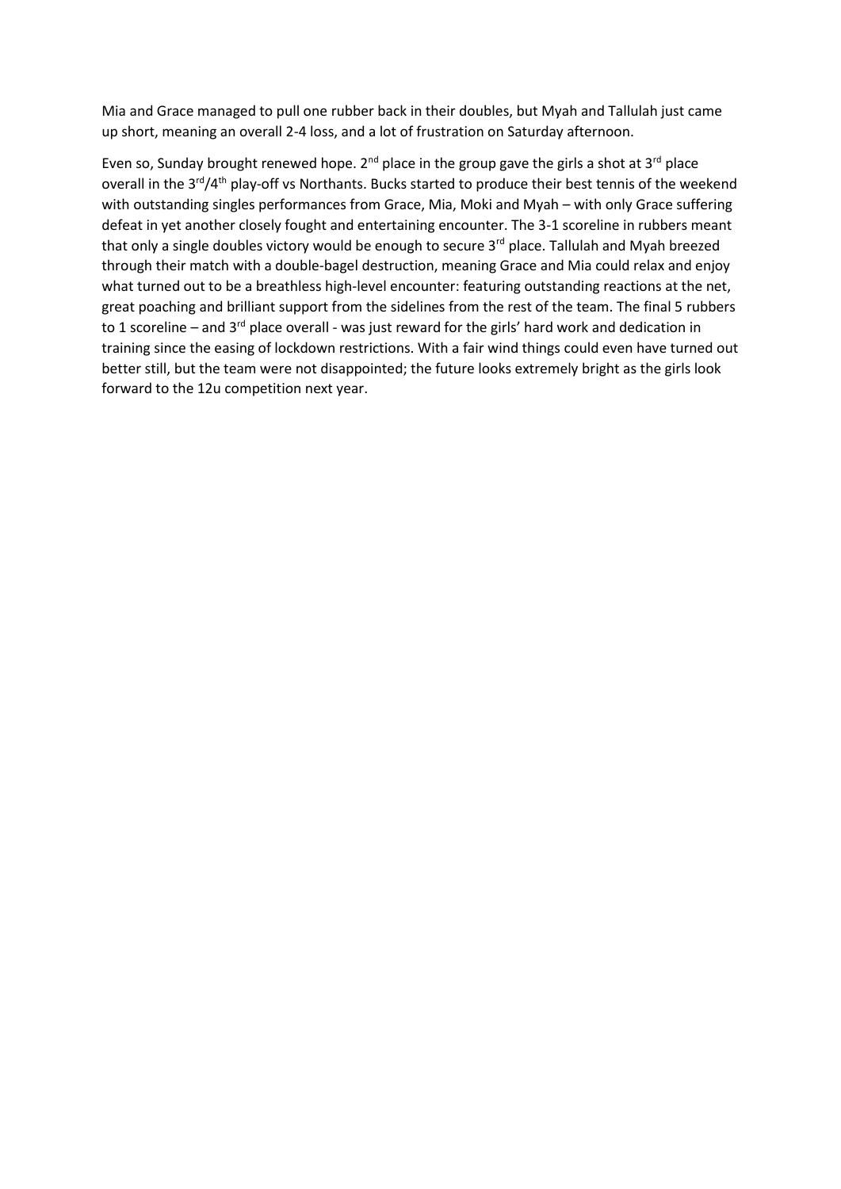Mia and Grace managed to pull one rubber back in their doubles, but Myah and Tallulah just came up short, meaning an overall 2-4 loss, and a lot of frustration on Saturday afternoon.

Even so, Sunday brought renewed hope. 2nd place in the group gave the girls a shot at 3rd place overall in the 3rd/4th play-off vs Northants. Bucks started to produce their best tennis of the weekend with outstanding singles performances from Grace, Mia, Moki and Myah – with only Grace suffering defeat in yet another closely fought and entertaining encounter. The 3-1 scoreline in rubbers meant that only a single doubles victory would be enough to secure 3rd place. Tallulah and Myah breezed through their match with a double-bagel destruction, meaning Grace and Mia could relax and enjoy what turned out to be a breathless high-level encounter: featuring outstanding reactions at the net, great poaching and brilliant support from the sidelines from the rest of the team. The final 5 rubbers to 1 scoreline – and 3rd place overall - was just reward for the girls' hard work and dedication in training since the easing of lockdown restrictions. With a fair wind things could even have turned out better still, but the team were not disappointed; the future looks extremely bright as the girls look forward to the 12u competition next year.